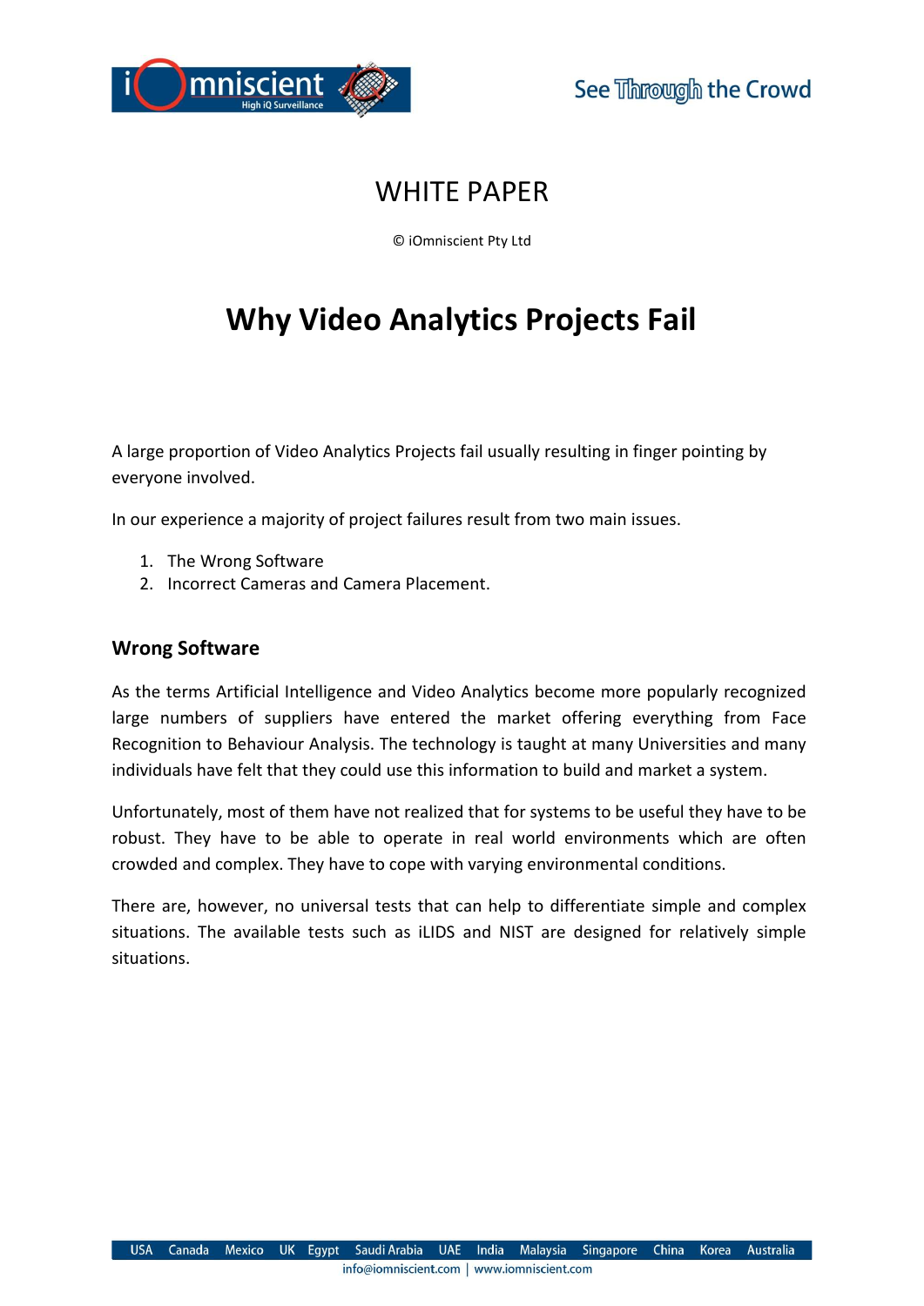WHITE PAPER

© iOmniscient Pty Ltd

# Why Video Analytics Projects Fail

A large proportion of Video Analytics Projects fail usually resulting in finger pointing by everyone involved.

In our experience a majority of project failures result from two main issues.

1. The Wrong Software
2. Incorrect Cameras and Camera Placement.

## Wrong Software

As the terms Artificial Intelligence and Video Analytics become more popularly recognized large numbers of suppliers have entered the market offering everything from Face Recognition to Behaviour Analysis. The technology is taught at many Universities and many individuals have felt that they could use this information to build and market a system.

Unfortunately, most of them have not realized that for systems to be useful they have to be robust. They have to be able to operate in real world environments which are often crowded and complex. They have to cope with varying environmental conditions.

There are, however, no universal tests that can help to differentiate simple and complex situations. The available tests such as iLIDS and NIST are designed for relatively simple situations.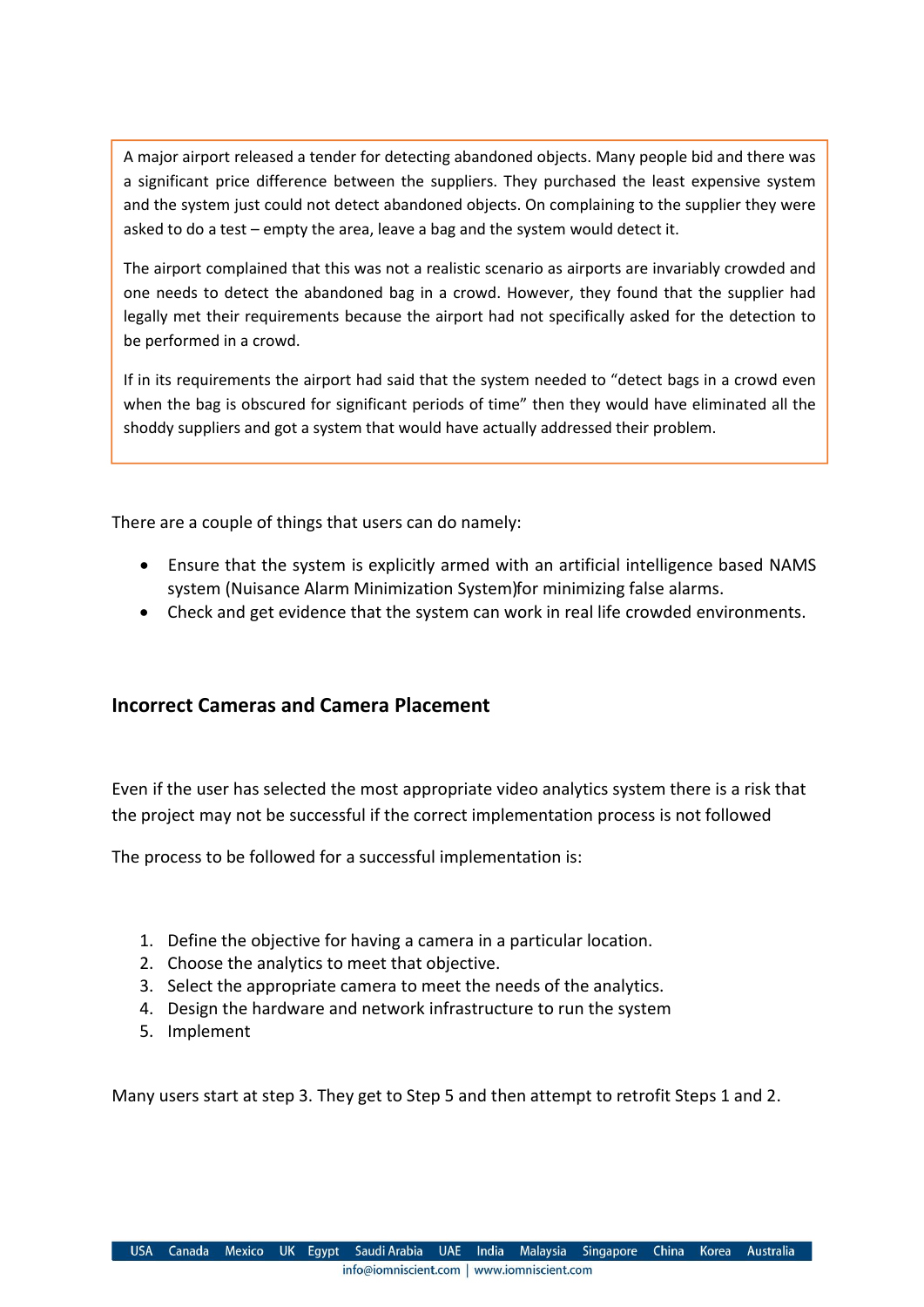A major airport released a tender for detecting abandoned objects. Many people bid and there was a significant price difference between the suppliers. They purchased the least expensive system and the system just could not detect abandoned objects. On complaining to the supplier they were asked to do a test – empty the area, leave a bag and the system would detect it.

The airport complained that this was not a realistic scenario as airports are invariably crowded and one needs to detect the abandoned bag in a crowd. However, they found that the supplier had legally met their requirements because the airport had not specifically asked for the detection to be performed in a crowd.

If in its requirements the airport had said that the system needed to "detect bags in a crowd even when the bag is obscured for significant periods of time" then they would have eliminated all the shoddy suppliers and got a system that would have actually addressed their problem.

There are a couple of things that users can do namely:

- Ensure that the system is explicitly armed with an artificial intelligence based NAMS system (Nuisance Alarm Minimization System)for minimizing false alarms.
- Check and get evidence that the system can work in real life crowded environments.

## Incorrect Cameras and Camera Placement

Even if the user has selected the most appropriate video analytics system there is a risk that the project may not be successful if the correct implementation process is not followed

The process to be followed for a successful implementation is:

1. Define the objective for having a camera in a particular location.
2. Choose the analytics to meet that objective.
3. Select the appropriate camera to meet the needs of the analytics.
4. Design the hardware and network infrastructure to run the system
5. Implement

Many users start at step 3. They get to Step 5 and then attempt to retrofit Steps 1 and 2.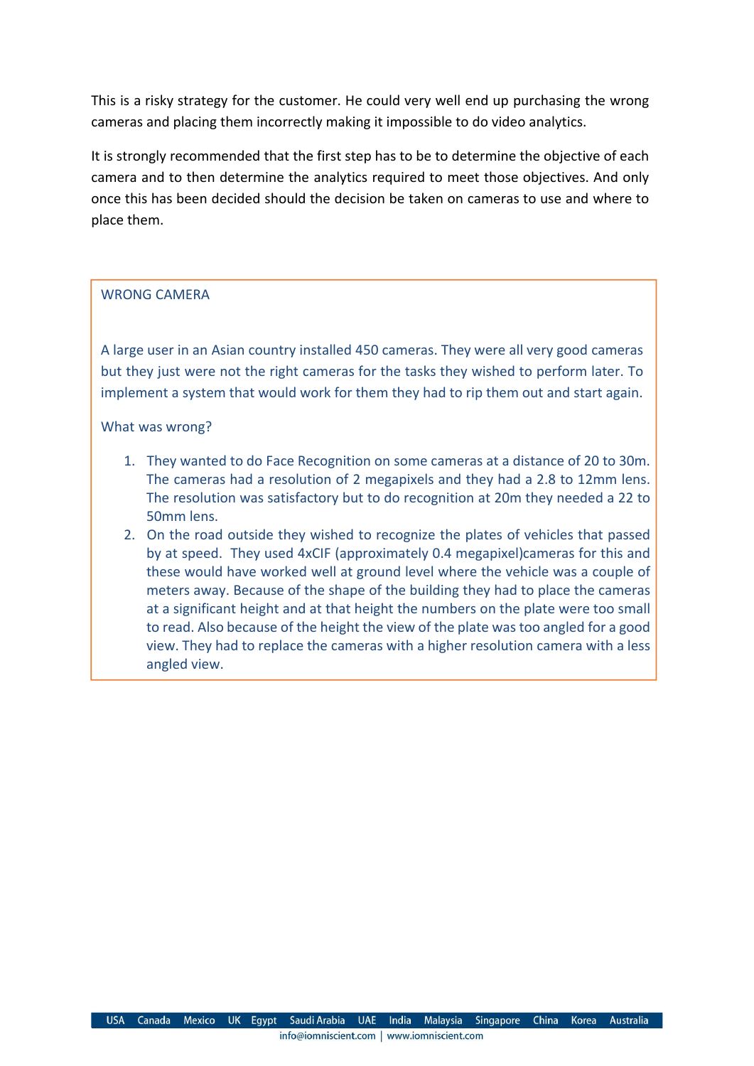This is a risky strategy for the customer. He could very well end up purchasing the wrong cameras and placing them incorrectly making it impossible to do video analytics.

It is strongly recommended that the first step has to be to determine the objective of each camera and to then determine the analytics required to meet those objectives. And only once this has been decided should the decision be taken on cameras to use and where to place them.

### WRONG CAMERA

A large user in an Asian country installed 450 cameras. They were all very good cameras but they just were not the right cameras for the tasks they wished to perform later. To implement a system that would work for them they had to rip them out and start again.

What was wrong?

1. They wanted to do Face Recognition on some cameras at a distance of 20 to 30m. The cameras had a resolution of 2 megapixels and they had a 2.8 to 12mm lens. The resolution was satisfactory but to do recognition at 20m they needed a 22 to 50mm lens.
2. On the road outside they wished to recognize the plates of vehicles that passed by at speed. They used 4xCIF (approximately 0.4 megapixel)cameras for this and these would have worked well at ground level where the vehicle was a couple of meters away. Because of the shape of the building they had to place the cameras at a significant height and at that height the numbers on the plate were too small to read. Also because of the height the view of the plate was too angled for a good view. They had to replace the cameras with a higher resolution camera with a less angled view.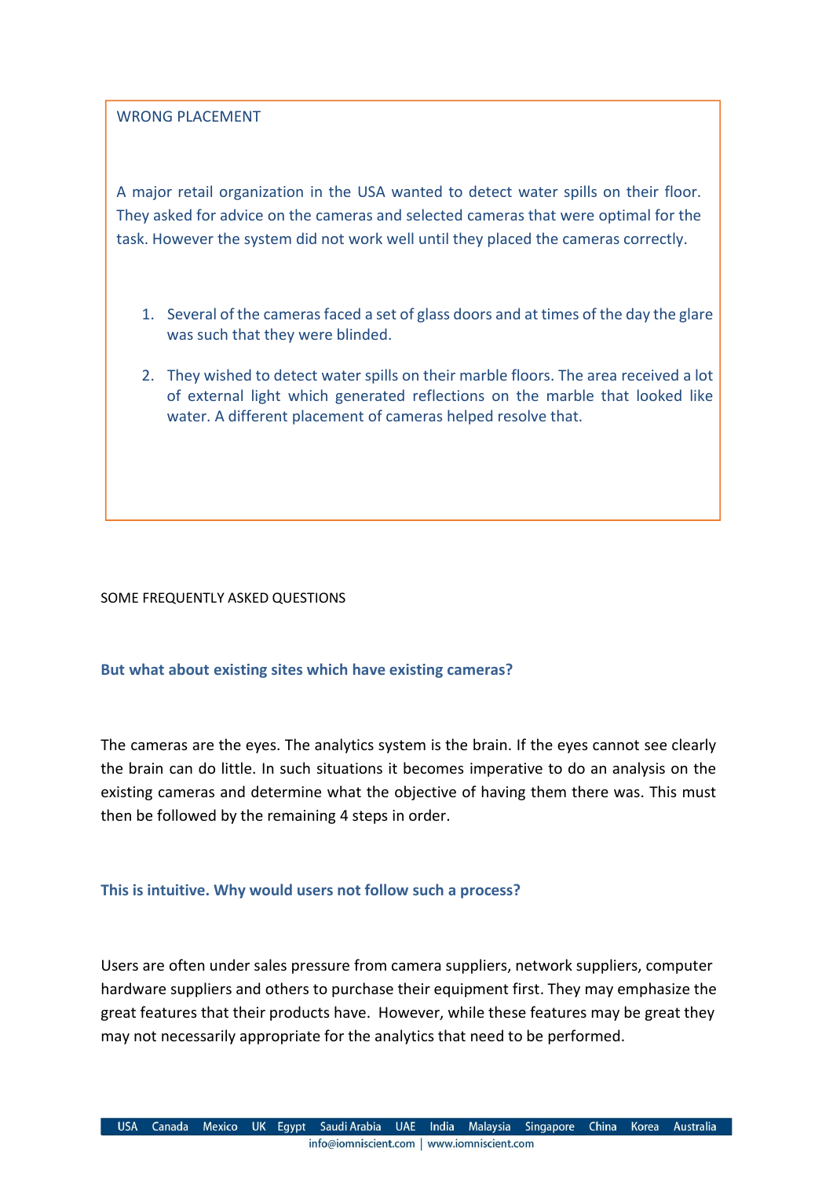## WRONG PLACEMENT

A major retail organization in the USA wanted to detect water spills on their floor. They asked for advice on the cameras and selected cameras that were optimal for the task. However the system did not work well until they placed the cameras correctly.

1. Several of the cameras faced a set of glass doors and at times of the day the glare was such that they were blinded.
2. They wished to detect water spills on their marble floors. The area received a lot of external light which generated reflections on the marble that looked like water. A different placement of cameras helped resolve that.

## SOME FREQUENTLY ASKED QUESTIONS

### But what about existing sites which have existing cameras?

The cameras are the eyes. The analytics system is the brain. If the eyes cannot see clearly the brain can do little. In such situations it becomes imperative to do an analysis on the existing cameras and determine what the objective of having them there was. This must then be followed by the remaining 4 steps in order.

### This is intuitive. Why would users not follow such a process?

Users are often under sales pressure from camera suppliers, network suppliers, computer hardware suppliers and others to purchase their equipment first. They may emphasize the great features that their products have. However, while these features may be great they may not necessarily appropriate for the analytics that need to be performed.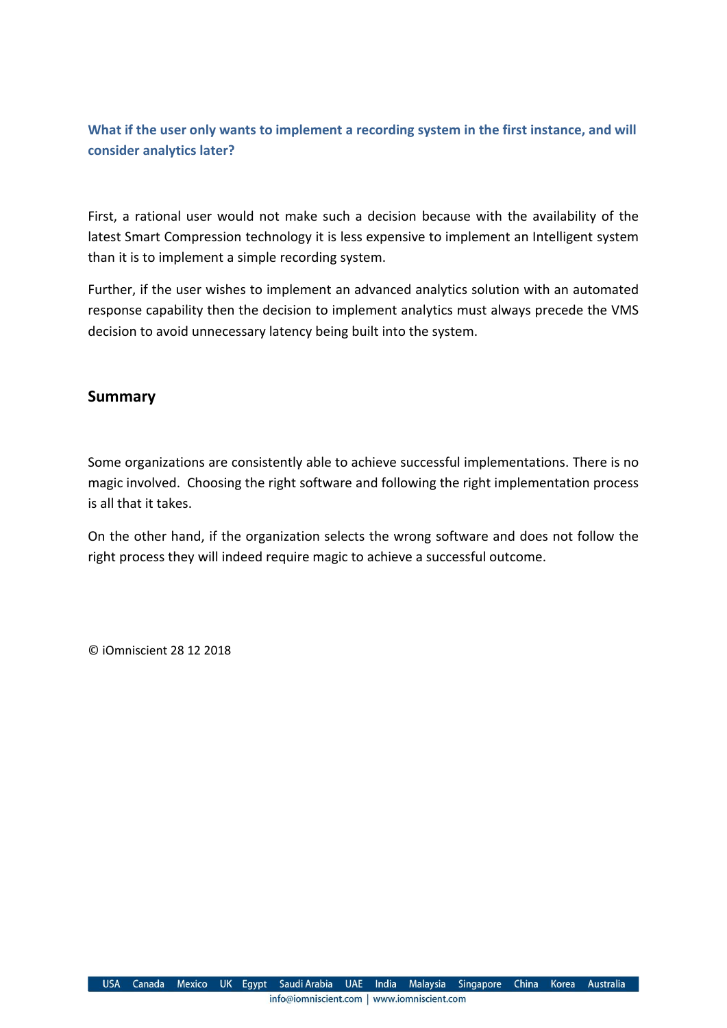### What if the user only wants to implement a recording system in the first instance, and will consider analytics later?

First, a rational user would not make such a decision because with the availability of the latest Smart Compression technology it is less expensive to implement an Intelligent system than it is to implement a simple recording system.

Further, if the user wishes to implement an advanced analytics solution with an automated response capability then the decision to implement analytics must always precede the VMS decision to avoid unnecessary latency being built into the system.

## Summary

Some organizations are consistently able to achieve successful implementations. There is no magic involved. Choosing the right software and following the right implementation process is all that it takes.

On the other hand, if the organization selects the wrong software and does not follow the right process they will indeed require magic to achieve a successful outcome.

© iOmniscient 28 12 2018